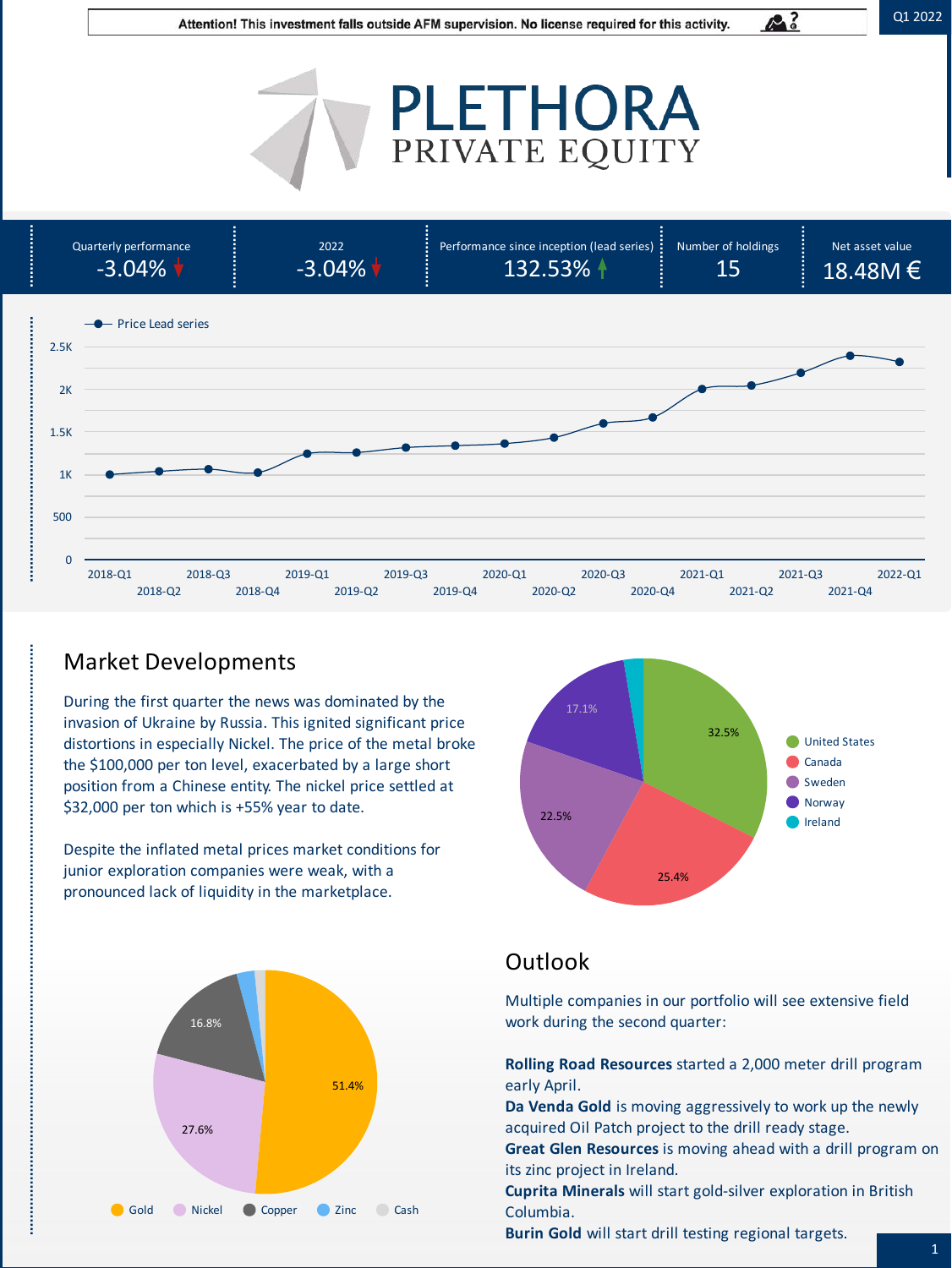Attention! This investment falls outside AFM supervision. No license required for this activity.

Q1 2022

# PLETHORA PRIVATE EQUITY

| Quarterly performance | 2022 | Performance since inception (lead series) | Number of holdings | Net asset value |
|---|---|---|---|---|
| -3.04% | -3.04% | 132.53% | 15 | 18.48M € |

Price Lead series

## Market Developments

During the first quarter the news was dominated by the invasion of Ukraine by Russia. This ignited significant price distortions in especially Nickel. The price of the metal broke the $100,000 per ton level, exacerbated by a large short position from a Chinese entity. The nickel price settled at $32,000 per ton which is +55% year to date.

Despite the inflated metal prices market conditions for junior exploration companies were weak, with a pronounced lack of liquidity in the marketplace.

United States 32.5%, Canada 25.4%, Sweden 22.5%, Norway 17.1%, Ireland

Gold 51.4%, Nickel 27.6%, Copper 16.8%, Zinc, Cash

## Outlook

Multiple companies in our portfolio will see extensive field work during the second quarter:

**Rolling Road Resources** started a 2,000 meter drill program early April.
**Da Venda Gold** is moving aggressively to work up the newly acquired Oil Patch project to the drill ready stage.
**Great Glen Resources** is moving ahead with a drill program on its zinc project in Ireland.
**Cuprita Minerals** will start gold-silver exploration in British Columbia.
**Burin Gold** will start drill testing regional targets.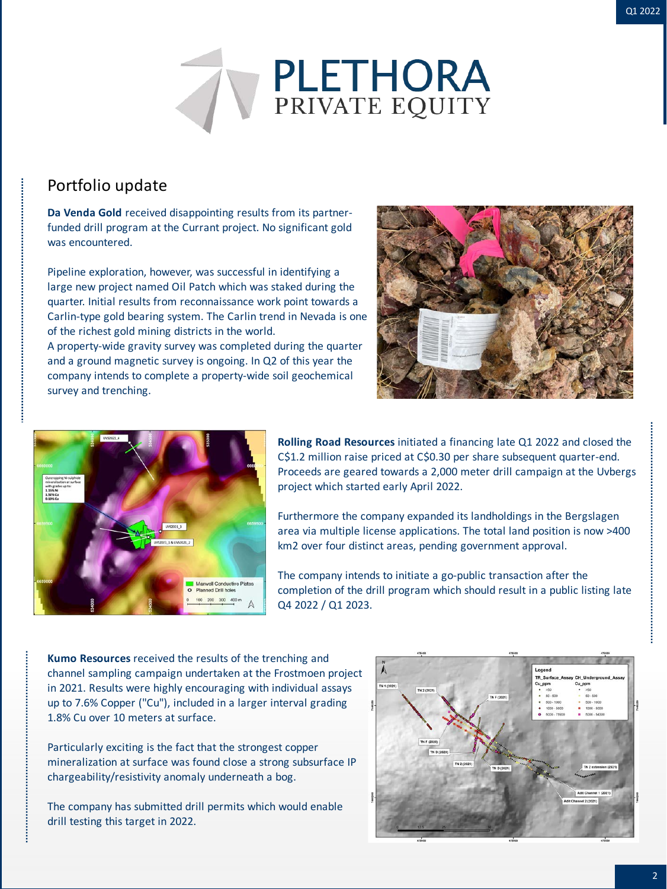## Portfolio update

**Da Venda Gold** received disappointing results from its partner-funded drill program at the Currant project. No significant gold was encountered.

Pipeline exploration, however, was successful in identifying a large new project named Oil Patch which was staked during the quarter. Initial results from reconnaissance work point towards a Carlin-type gold bearing system. The Carlin trend in Nevada is one of the richest gold mining districts in the world.
A property-wide gravity survey was completed during the quarter and a ground magnetic survey is ongoing. In Q2 of this year the company intends to complete a property-wide soil geochemical survey and trenching.

**Rolling Road Resources** initiated a financing late Q1 2022 and closed the C$1.2 million raise priced at C$0.30 per share subsequent quarter-end. Proceeds are geared towards a 2,000 meter drill campaign at the Uvbergs project which started early April 2022.

Furthermore the company expanded its landholdings in the Bergslagen area via multiple license applications. The total land position is now >400 km2 over four distinct areas, pending government approval.

The company intends to initiate a go-public transaction after the completion of the drill program which should result in a public listing late Q4 2022 / Q1 2023.

**Kumo Resources** received the results of the trenching and channel sampling campaign undertaken at the Frostmoen project in 2021. Results were highly encouraging with individual assays up to 7.6% Copper ("Cu"), included in a larger interval grading 1.8% Cu over 10 meters at surface.

Particularly exciting is the fact that the strongest copper mineralization at surface was found close a strong subsurface IP chargeability/resistivity anomaly underneath a bog.

The company has submitted drill permits which would enable drill testing this target in 2022.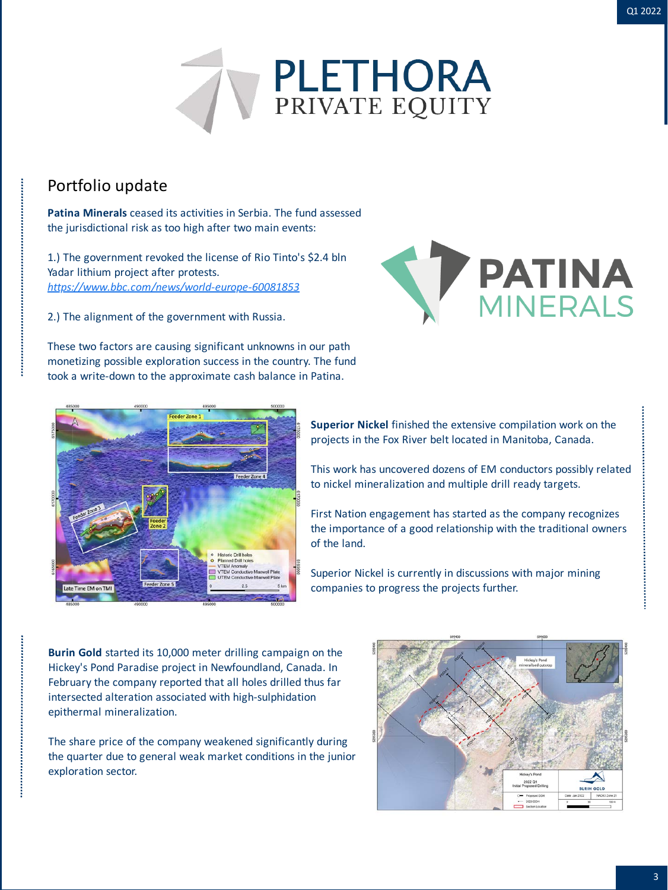## Portfolio update

**Patina Minerals** ceased its activities in Serbia. The fund assessed the jurisdictional risk as too high after two main events:

1.) The government revoked the license of Rio Tinto's $2.4 bln Yadar lithium project after protests.
https://www.bbc.com/news/world-europe-60081853

2.) The alignment of the government with Russia.

These two factors are causing significant unknowns in our path monetizing possible exploration success in the country. The fund took a write-down to the approximate cash balance in Patina.

**Superior Nickel** finished the extensive compilation work on the projects in the Fox River belt located in Manitoba, Canada.

This work has uncovered dozens of EM conductors possibly related to nickel mineralization and multiple drill ready targets.

First Nation engagement has started as the company recognizes the importance of a good relationship with the traditional owners of the land.

Superior Nickel is currently in discussions with major mining companies to progress the projects further.

**Burin Gold** started its 10,000 meter drilling campaign on the Hickey's Pond Paradise project in Newfoundland, Canada. In February the company reported that all holes drilled thus far intersected alteration associated with high-sulphidation epithermal mineralization.

The share price of the company weakened significantly during the quarter due to general weak market conditions in the junior exploration sector.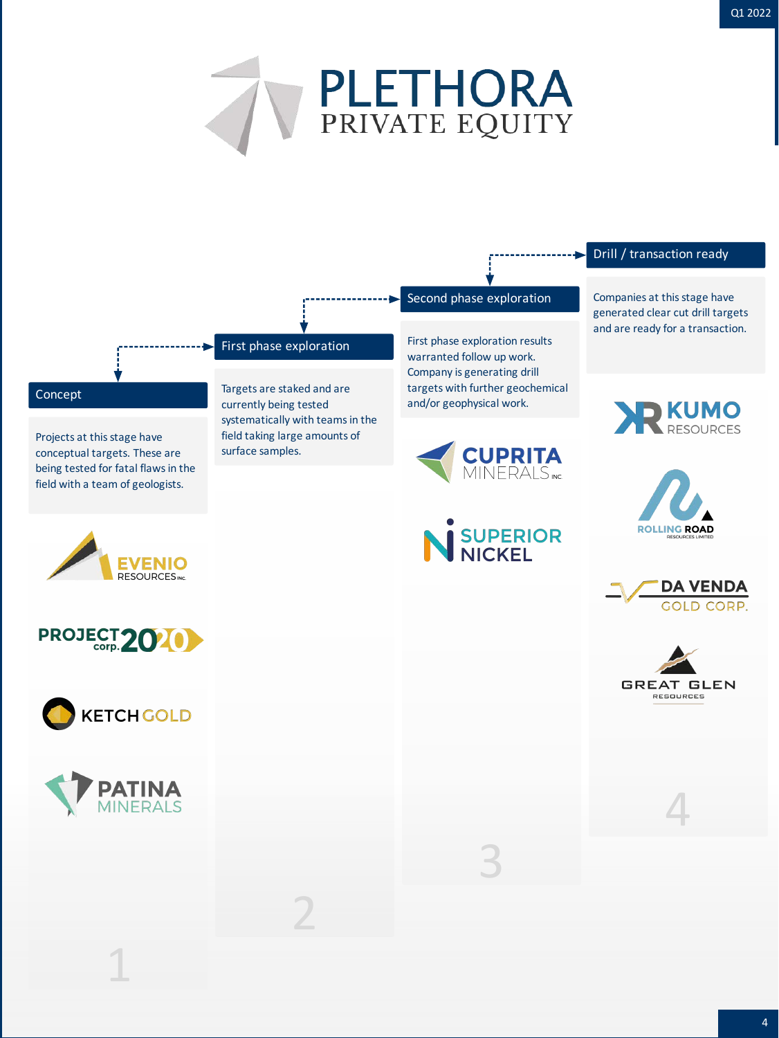# PLETHORA PRIVATE EQUITY

## Concept

Projects at this stage have conceptual targets. These are being tested for fatal flaws in the field with a team of geologists.

- EVENIO RESOURCES INC.
- PROJECT 2020 corp.
- KETCH GOLD
- PATINA MINERALS

1

## First phase exploration

Targets are staked and are currently being tested systematically with teams in the field taking large amounts of surface samples.

2

## Second phase exploration

First phase exploration results warranted follow up work. Company is generating drill targets with further geochemical and/or geophysical work.

- CUPRITA MINERALS INC
- SUPERIOR NICKEL

3

## Drill / transaction ready

Companies at this stage have generated clear cut drill targets and are ready for a transaction.

- KUMO RESOURCES
- ROLLING ROAD RESOURCES LIMITED
- DA VENDA GOLD CORP.
- GREAT GLEN RESOURCES

4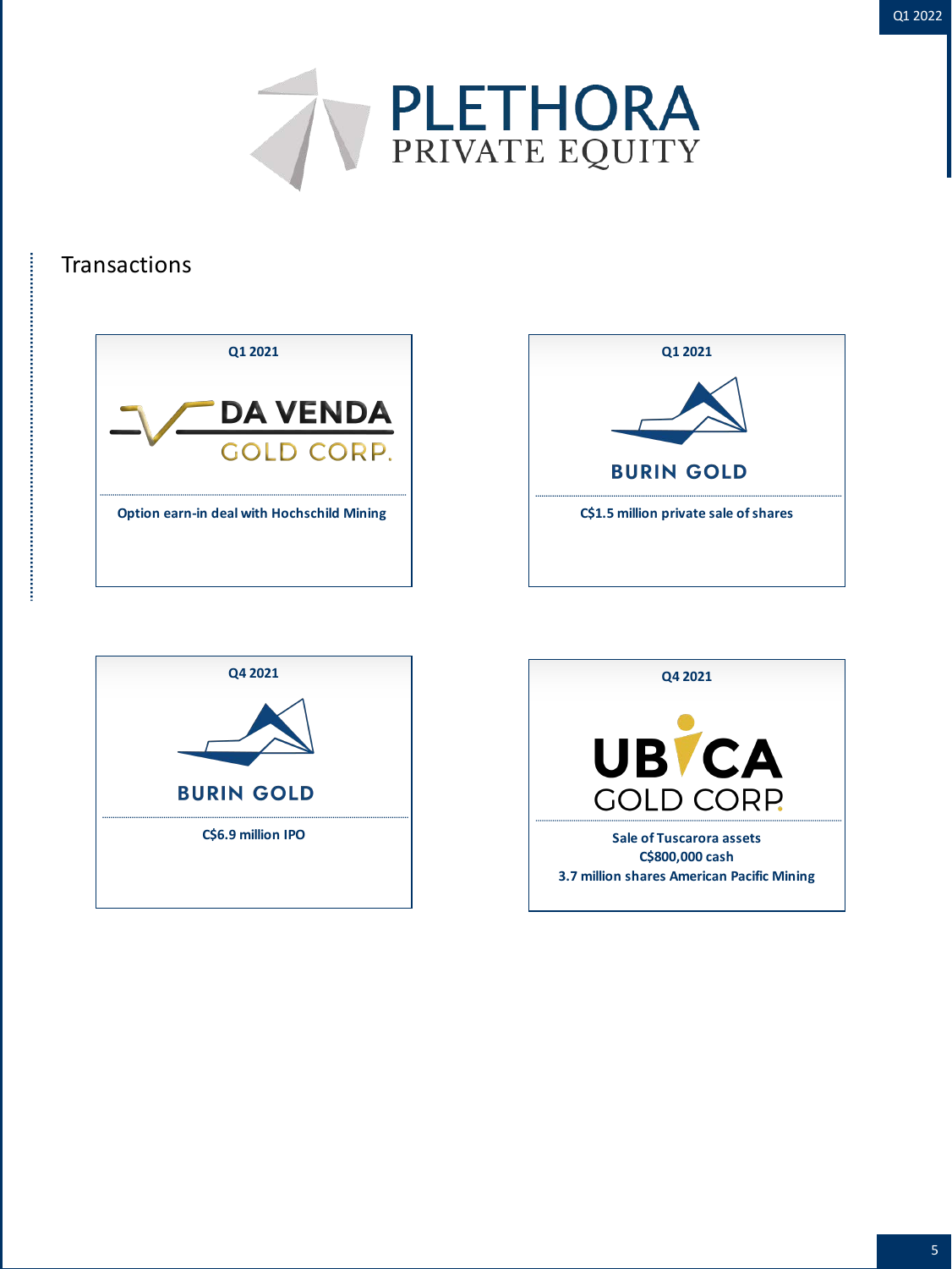# PLETHORA PRIVATE EQUITY

## Transactions

**Q1 2021**

DA VENDA GOLD CORP.

Option earn-in deal with Hochschild Mining

**Q1 2021**

BURIN GOLD

C$1.5 million private sale of shares

**Q4 2021**

BURIN GOLD

C$6.9 million IPO

**Q4 2021**

UBIQUA GOLD CORP.

Sale of Tuscarora assets
C$800,000 cash
3.7 million shares American Pacific Mining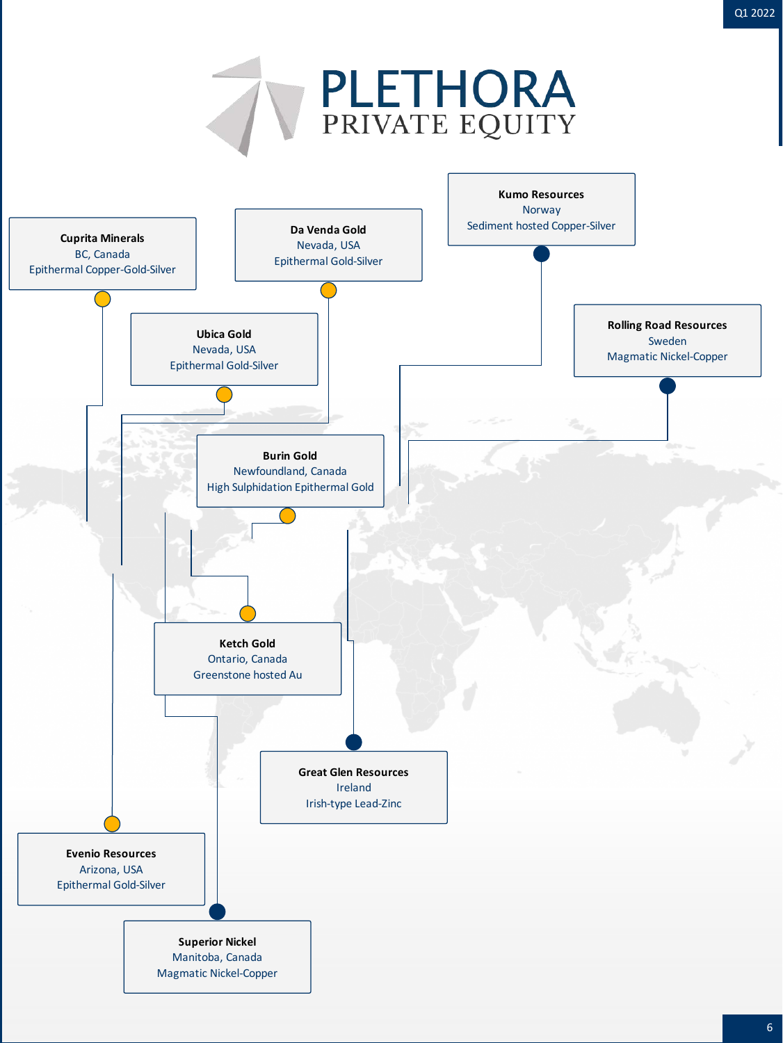# PLETHORA PRIVATE EQUITY

**Cuprita Minerals**
BC, Canada
Epithermal Copper-Gold-Silver

**Da Venda Gold**
Nevada, USA
Epithermal Gold-Silver

**Kumo Resources**
Norway
Sediment hosted Copper-Silver

**Ubica Gold**
Nevada, USA
Epithermal Gold-Silver

**Rolling Road Resources**
Sweden
Magmatic Nickel-Copper

**Burin Gold**
Newfoundland, Canada
High Sulphidation Epithermal Gold

**Ketch Gold**
Ontario, Canada
Greenstone hosted Au

**Great Glen Resources**
Ireland
Irish-type Lead-Zinc

**Evenio Resources**
Arizona, USA
Epithermal Gold-Silver

**Superior Nickel**
Manitoba, Canada
Magmatic Nickel-Copper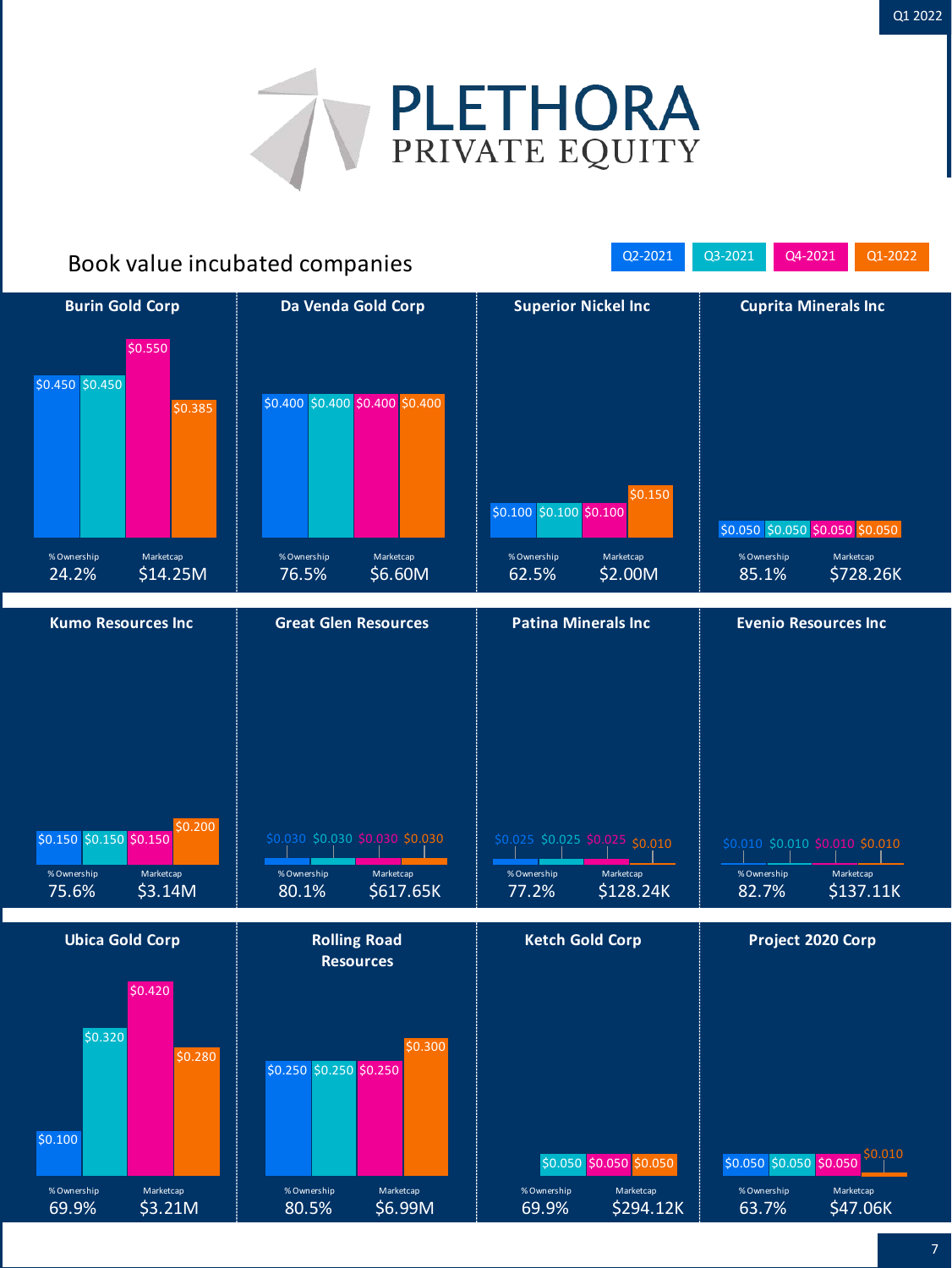# PLETHORA PRIVATE EQUITY

Q1 2022

## Book value incubated companies

| Company | Q2-2021 | Q3-2021 | Q4-2021 | Q1-2022 | % Ownership | Marketcap |
|---|---|---|---|---|---|---|
| Burin Gold Corp | $0.450 | $0.450 | $0.550 | $0.385 | 24.2% | $14.25M |
| Da Venda Gold Corp | $0.400 | $0.400 | $0.400 | $0.400 | 76.5% | $6.60M |
| Superior Nickel Inc | $0.100 | $0.100 | $0.100 | $0.150 | 62.5% | $2.00M |
| Cuprita Minerals Inc | $0.050 | $0.050 | $0.050 | $0.050 | 85.1% | $728.26K |
| Kumo Resources Inc | $0.150 | $0.150 | $0.150 | $0.200 | 75.6% | $3.14M |
| Great Glen Resources | $0.030 | $0.030 | $0.030 | $0.030 | 80.1% | $617.65K |
| Patina Minerals Inc | $0.025 | $0.025 | $0.025 | $0.010 | 77.2% | $128.24K |
| Evenio Resources Inc | $0.010 | $0.010 | $0.010 | $0.010 | 82.7% | $137.11K |
| Ubica Gold Corp | $0.100 | $0.320 | $0.420 | $0.280 | 69.9% | $3.21M |
| Rolling Road Resources | $0.250 | $0.250 | $0.250 | $0.300 | 80.5% | $6.99M |
| Ketch Gold Corp | | $0.050 | $0.050 | $0.050 | 69.9% | $294.12K |
| Project 2020 Corp | $0.050 | $0.050 | $0.050 | $0.010 | 63.7% | $47.06K |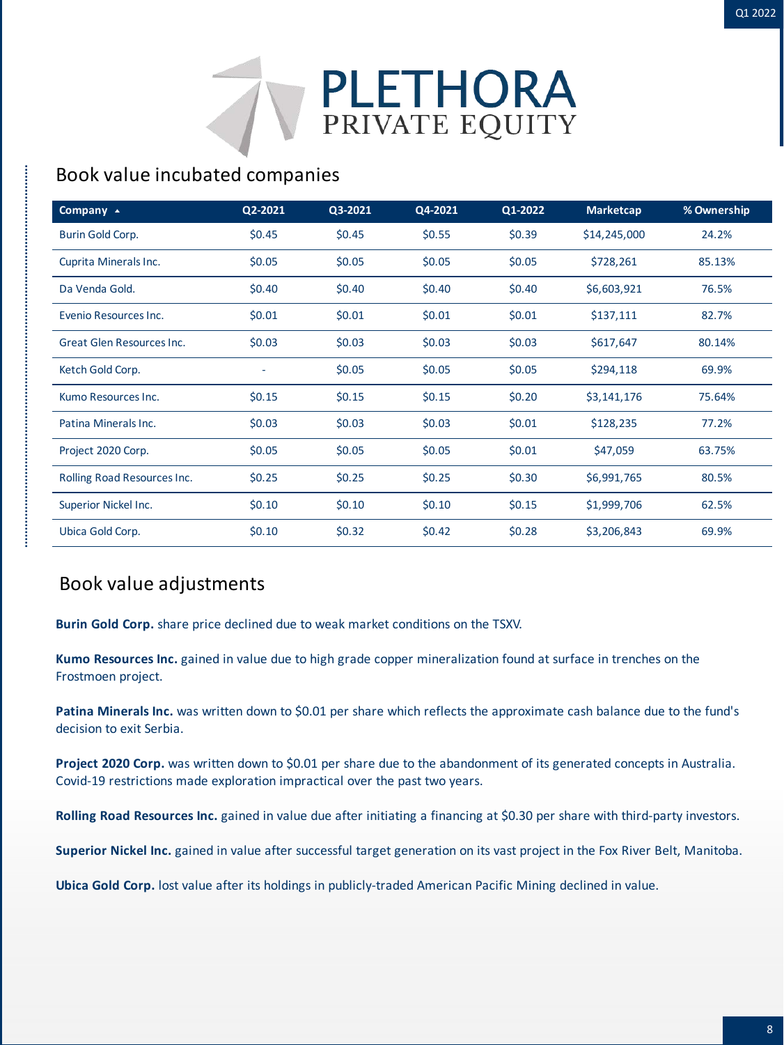# PLETHORA PRIVATE EQUITY

## Book value incubated companies

| Company | Q2-2021 | Q3-2021 | Q4-2021 | Q1-2022 | Marketcap | % Ownership |
|---|---|---|---|---|---|---|
| Burin Gold Corp. | $0.45 | $0.45 | $0.55 | $0.39 | $14,245,000 | 24.2% |
| Cuprita Minerals Inc. | $0.05 | $0.05 | $0.05 | $0.05 | $728,261 | 85.13% |
| Da Venda Gold. | $0.40 | $0.40 | $0.40 | $0.40 | $6,603,921 | 76.5% |
| Evenio Resources Inc. | $0.01 | $0.01 | $0.01 | $0.01 | $137,111 | 82.7% |
| Great Glen Resources Inc. | $0.03 | $0.03 | $0.03 | $0.03 | $617,647 | 80.14% |
| Ketch Gold Corp. | - | $0.05 | $0.05 | $0.05 | $294,118 | 69.9% |
| Kumo Resources Inc. | $0.15 | $0.15 | $0.15 | $0.20 | $3,141,176 | 75.64% |
| Patina Minerals Inc. | $0.03 | $0.03 | $0.03 | $0.01 | $128,235 | 77.2% |
| Project 2020 Corp. | $0.05 | $0.05 | $0.05 | $0.01 | $47,059 | 63.75% |
| Rolling Road Resources Inc. | $0.25 | $0.25 | $0.25 | $0.30 | $6,991,765 | 80.5% |
| Superior Nickel Inc. | $0.10 | $0.10 | $0.10 | $0.15 | $1,999,706 | 62.5% |
| Ubica Gold Corp. | $0.10 | $0.32 | $0.42 | $0.28 | $3,206,843 | 69.9% |

## Book value adjustments

**Burin Gold Corp.** share price declined due to weak market conditions on the TSXV.

**Kumo Resources Inc.** gained in value due to high grade copper mineralization found at surface in trenches on the Frostmoen project.

**Patina Minerals Inc.** was written down to $0.01 per share which reflects the approximate cash balance due to the fund's decision to exit Serbia.

**Project 2020 Corp.** was written down to $0.01 per share due to the abandonment of its generated concepts in Australia. Covid-19 restrictions made exploration impractical over the past two years.

**Rolling Road Resources Inc.** gained in value due after initiating a financing at $0.30 per share with third-party investors.

**Superior Nickel Inc.** gained in value after successful target generation on its vast project in the Fox River Belt, Manitoba.

**Ubica Gold Corp.** lost value after its holdings in publicly-traded American Pacific Mining declined in value.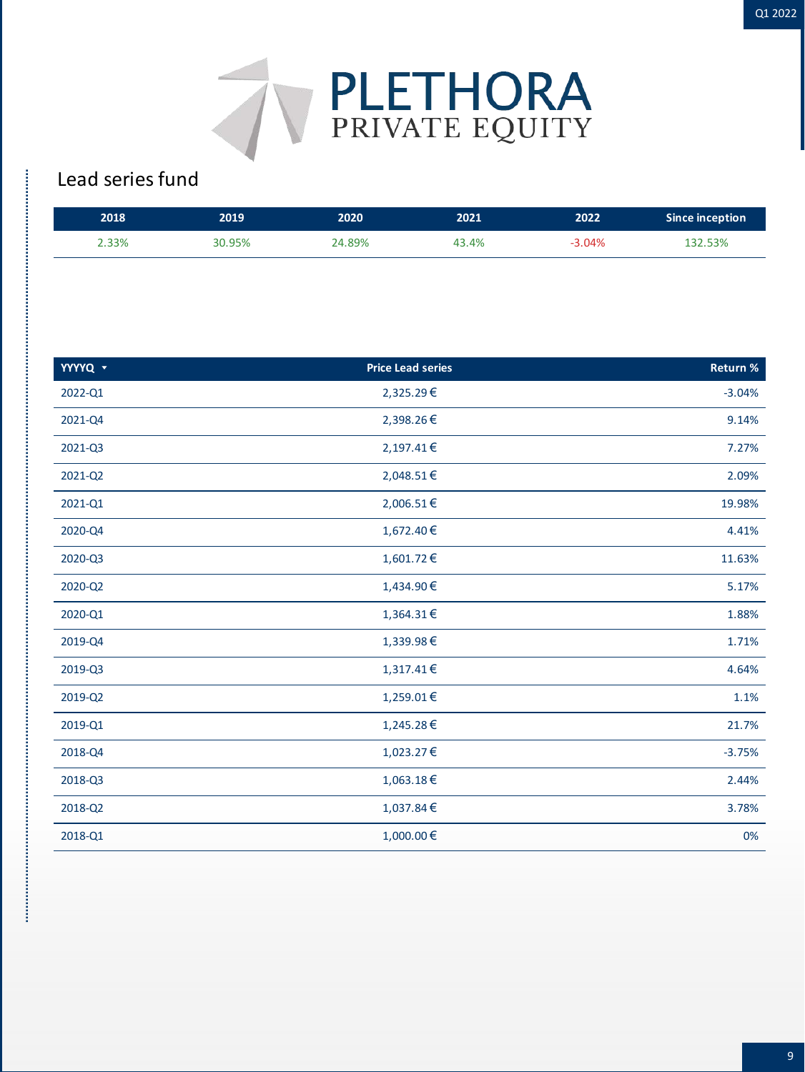PLETHORA
PRIVATE EQUITY

## Lead series fund

| 2018 | 2019 | 2020 | 2021 | 2022 | Since inception |
|---|---|---|---|---|---|
| 2.33% | 30.95% | 24.89% | 43.4% | -3.04% | 132.53% |

| YYYYQ | Price Lead series | Return % |
|---|---|---|
| 2022-Q1 | 2,325.29 € | -3.04% |
| 2021-Q4 | 2,398.26 € | 9.14% |
| 2021-Q3 | 2,197.41 € | 7.27% |
| 2021-Q2 | 2,048.51 € | 2.09% |
| 2021-Q1 | 2,006.51 € | 19.98% |
| 2020-Q4 | 1,672.40 € | 4.41% |
| 2020-Q3 | 1,601.72 € | 11.63% |
| 2020-Q2 | 1,434.90 € | 5.17% |
| 2020-Q1 | 1,364.31 € | 1.88% |
| 2019-Q4 | 1,339.98 € | 1.71% |
| 2019-Q3 | 1,317.41 € | 4.64% |
| 2019-Q2 | 1,259.01 € | 1.1% |
| 2019-Q1 | 1,245.28 € | 21.7% |
| 2018-Q4 | 1,023.27 € | -3.75% |
| 2018-Q3 | 1,063.18 € | 2.44% |
| 2018-Q2 | 1,037.84 € | 3.78% |
| 2018-Q1 | 1,000.00 € | 0% |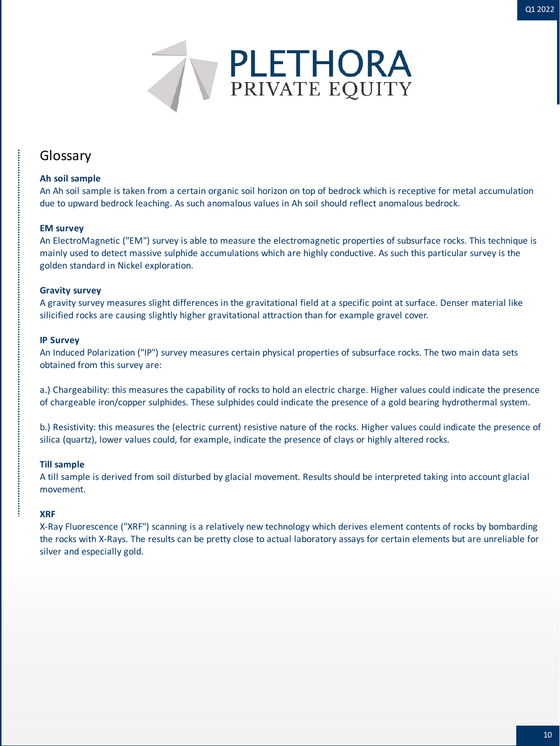# PLETHORA
## PRIVATE EQUITY

## Glossary

**Ah soil sample**
An Ah soil sample is taken from a certain organic soil horizon on top of bedrock which is receptive for metal accumulation due to upward bedrock leaching. As such anomalous values in Ah soil should reflect anomalous bedrock.

**EM survey**
An ElectroMagnetic ("EM") survey is able to measure the electromagnetic properties of subsurface rocks. This technique is mainly used to detect massive sulphide accumulations which are highly conductive. As such this particular survey is the golden standard in Nickel exploration.

**Gravity survey**
A gravity survey measures slight differences in the gravitational field at a specific point at surface. Denser material like silicified rocks are causing slightly higher gravitational attraction than for example gravel cover.

**IP Survey**
An Induced Polarization ("IP") survey measures certain physical properties of subsurface rocks. The two main data sets obtained from this survey are:

a.) Chargeability: this measures the capability of rocks to hold an electric charge. Higher values could indicate the presence of chargeable iron/copper sulphides. These sulphides could indicate the presence of a gold bearing hydrothermal system.

b.) Resistivity: this measures the (electric current) resistive nature of the rocks. Higher values could indicate the presence of silica (quartz), lower values could, for example, indicate the presence of clays or highly altered rocks.

**Till sample**
A till sample is derived from soil disturbed by glacial movement. Results should be interpreted taking into account glacial movement.

**XRF**
X-Ray Fluorescence ("XRF") scanning is a relatively new technology which derives element contents of rocks by bombarding the rocks with X-Rays. The results can be pretty close to actual laboratory assays for certain elements but are unreliable for silver and especially gold.